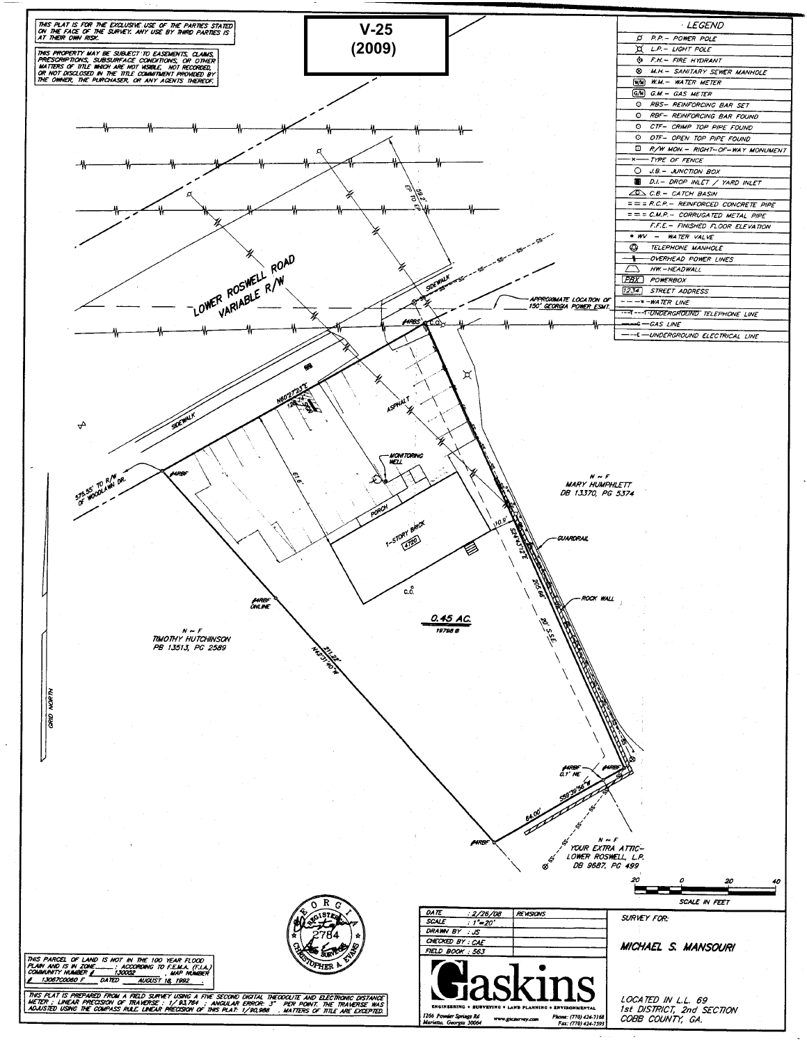THIS PLAT IS FOR THE EXCLUSIVE USE OF THE PARTIES STATED ON THE FACE OF THE SURVEY. ANY USE BY THIRD PARTIES IS AT THEIR OWN RISK.

THIS PROPERTY MAY BE SUBJECT TO EASEMENTS, CLAIMS, PRESCRIPTIONS, SUBSURFACE CONDITIONS, OR OTHER MATTERS OF TITLE WHICH ARE NOT VISIBLE, NOT RECORDED, OR NOT DISCLOSED IN THE TITLE COMMITMENT PROVIDED BY THE OWNER, THE PURCHASER, OR ANY AGENTS THEREOF.

# V-25 (2009)

## LEGEND

| Symbol | Description |
|---|---|
| P.P. | POWER POLE |
| L.P. | LIGHT POLE |
| F.H. | FIRE HYDRANT |
| M.H. | SANITARY SEWER MANHOLE |
| W.M. | WATER METER |
| G.M. | GAS METER |
| RBS | REINFORCING BAR SET |
| RBF | REINFORCING BAR FOUND |
| CTF | CRIMP TOP PIPE FOUND |
| OTF | OPEN TOP PIPE FOUND |
| R/W MON. | RIGHT-OF-WAY MONUMENT |
| —x— | TYPE OF FENCE |
| J.B. | JUNCTION BOX |
| D.I. | DROP INLET / YARD INLET |
| C.B. | CATCH BASIN |
| R.C.P. | REINFORCED CONCRETE PIPE |
| C.M.P. | CORRUGATED METAL PIPE |
| F.F.E. | FINISHED FLOOR ELEVATION |
| WV | WATER VALVE |
| | TELEPHONE MANHOLE |
| | OVERHEAD POWER LINES |
| HW. | HEADWALL |
| PBX | POWERBOX |
| 1234 | STREET ADDRESS |
| —w— | WATER LINE |
| —T— | UNDERGROUND TELEPHONE LINE |
| —G— | GAS LINE |
| —E— | UNDERGROUND ELECTRICAL LINE |

LOWER ROSWELL ROAD VARIABLE R/W

EP TO EP 59.2'

SIDEWALK

APPROXIMATE LOCATION OF 150' GEORGIA POWER ESMT.

#4RBS C.O.

N60°27'23"E 128.54'

ASPHALT

MONITORING WELL

PORCH

1-STORY BRICK 4720

61.6'

10.9'

S24°43'12"E 205.66'

20' S.S.E.

GUARDRAIL

ROCK WALL

N/F MARY HUMPHLETT DB 13370, PG 5374

575.55' TO R/W OF WOODLAWN DR.

#4RBF

#4RBF ONLINE

C.O.

0.45 AC. 19798 ft

N/F TIMOTHY HUTCHINSON PB 13513, PG 2589

N42°31'40"W 211.22'

GRID NORTH

#4RBF 0.1' NE

#4RBF

S59°39'56"W 84.00'

#4RBF

N/F YOUR EXTRA ATTIC-LOWER ROSWELL, L.P. DB 9687, PG 499

SCALE IN FEET: 20 0 20 40

THIS PARCEL OF LAND IS NOT IN THE 100 YEAR FLOOD PLAIN AND IS IN ZONE ____ ; ACCORDING TO F.E.M.A. (F.I.A.) COMMUNITY NUMBER # 130052 ; MAP NUMBER # 13067C0060 F DATED AUGUST 18, 1992.

THIS PLAT IS PREPARED FROM A FIELD SURVEY USING A FIVE SECOND DIGITAL THEODOLITE AND ELECTRONIC DISTANCE METER ; LINEAR PRECISION OF TRAVERSE : 1/93,784 ; ANGULAR ERROR: 3" PER POINT. THE TRAVERSE WAS ADJUSTED USING THE COMPASS RULE. LINEAR PRECISION OF THIS PLAT: 1/90,988 . MATTERS OF TITLE ARE EXCEPTED.

GEORGIA REGISTERED 2784 LAND SURVEYOR CHRISTOPHER A. EVANS

| | | REVISIONS |
|---|---|---|
| DATE | : 2/26/08 | |
| SCALE | : 1"=20' | |
| DRAWN BY | : JS | |
| CHECKED BY | : CAE | |
| FIELD BOOK | : 563 | |

**Gaskins**

ENGINEERING • SURVEYING • LAND PLANNING • ENVIRONMENTAL

1266 Powder Springs Rd Marietta, Georgia 30064 www.gaskinssurvey.com Phone: (770) 424-7168 Fax: (770) 424-7593

SURVEY FOR:

MICHAEL S. MANSOURI

LOCATED IN L.L. 69 1st DISTRICT, 2nd SECTION COBB COUNTY, GA.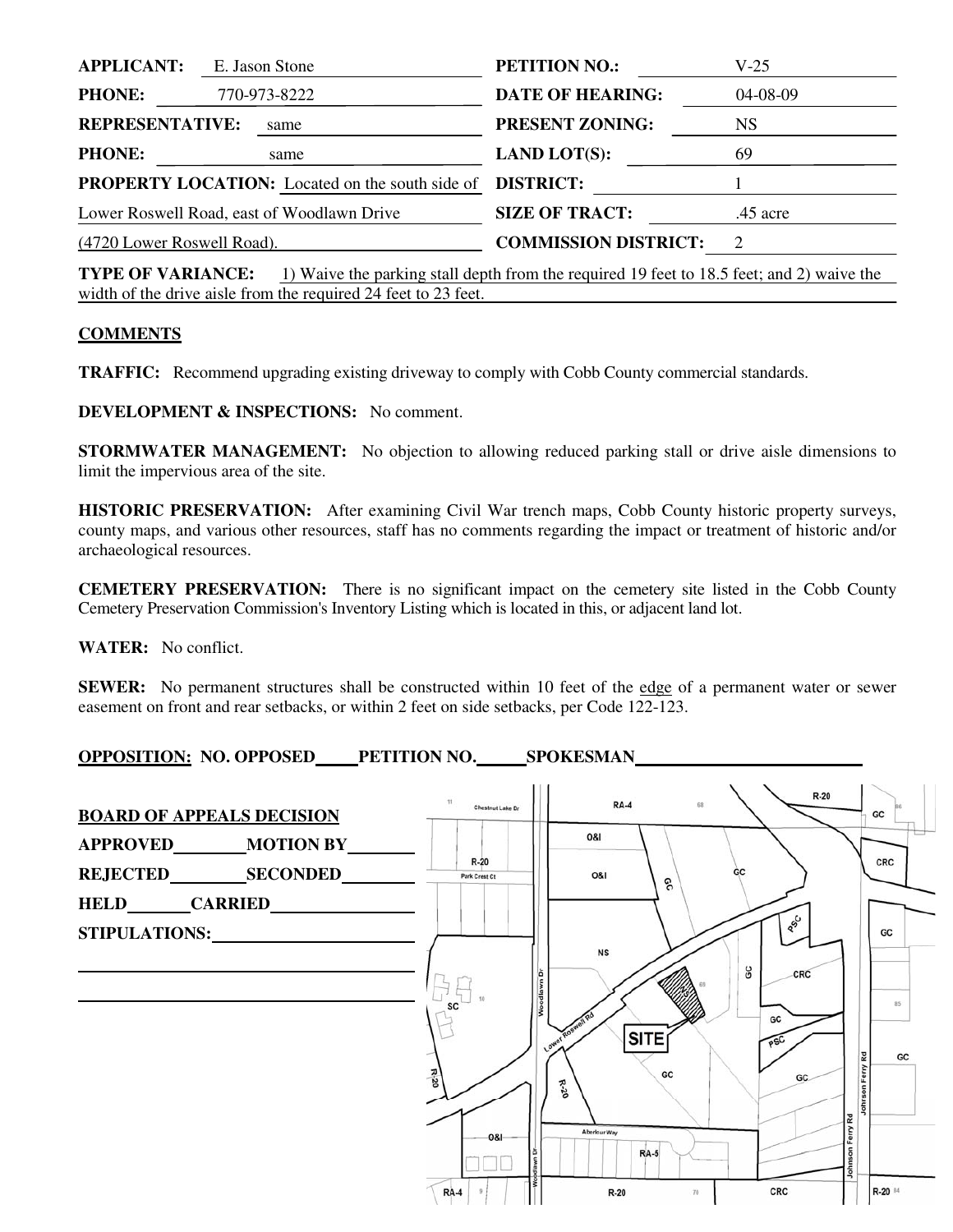| | | | |
|---|---|---|---|
| **APPLICANT:** | E. Jason Stone | **PETITION NO.:** | V-25 |
| **PHONE:** | 770-973-8222 | **DATE OF HEARING:** | 04-08-09 |
| **REPRESENTATIVE:** | same | **PRESENT ZONING:** | NS |
| **PHONE:** | same | **LAND LOT(S):** | 69 |
| **PROPERTY LOCATION:** | Located on the south side of Lower Roswell Road, east of Woodlawn Drive (4720 Lower Roswell Road). | **DISTRICT:** | 1 |
| | | **SIZE OF TRACT:** | .45 acre |
| | | **COMMISSION DISTRICT:** | 2 |

**TYPE OF VARIANCE:** 1) Waive the parking stall depth from the required 19 feet to 18.5 feet; and 2) waive the width of the drive aisle from the required 24 feet to 23 feet.

## COMMENTS

**TRAFFIC:** Recommend upgrading existing driveway to comply with Cobb County commercial standards.

**DEVELOPMENT & INSPECTIONS:** No comment.

**STORMWATER MANAGEMENT:** No objection to allowing reduced parking stall or drive aisle dimensions to limit the impervious area of the site.

**HISTORIC PRESERVATION:** After examining Civil War trench maps, Cobb County historic property surveys, county maps, and various other resources, staff has no comments regarding the impact or treatment of historic and/or archaeological resources.

**CEMETERY PRESERVATION:** There is no significant impact on the cemetery site listed in the Cobb County Cemetery Preservation Commission's Inventory Listing which is located in this, or adjacent land lot.

**WATER:** No conflict.

**SEWER:** No permanent structures shall be constructed within 10 feet of the edge of a permanent water or sewer easement on front and rear setbacks, or within 2 feet on side setbacks, per Code 122-123.

**OPPOSITION: NO. OPPOSED\_\_\_\_ PETITION NO.\_\_\_\_ SPOKESMAN\_\_\_\_\_\_\_\_\_\_\_\_\_\_\_\_**

**BOARD OF APPEALS DECISION**

**APPROVED\_\_\_\_\_\_ MOTION BY\_\_\_\_\_\_**

**REJECTED\_\_\_\_\_\_ SECONDED\_\_\_\_\_\_**

**HELD\_\_\_\_\_\_ CARRIED\_\_\_\_\_\_**

**STIPULATIONS:\_\_\_\_\_\_\_\_\_\_\_\_\_\_\_\_**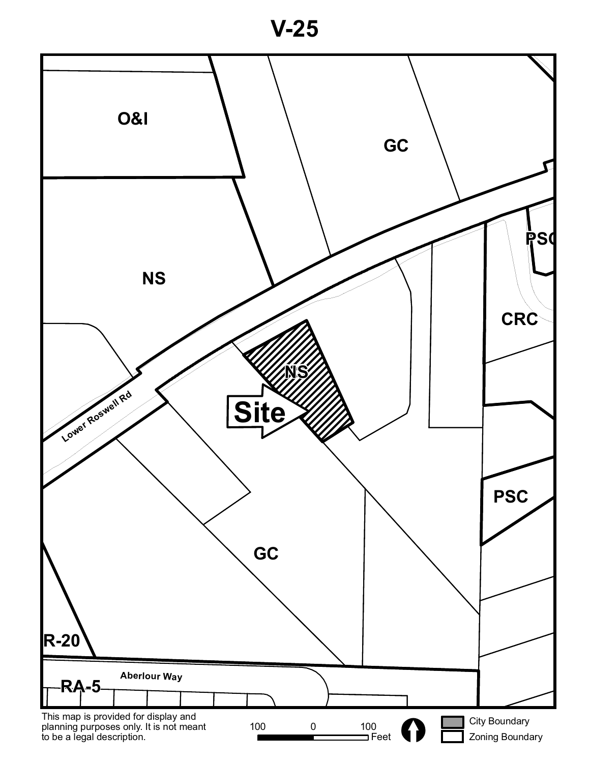# V-25

O&I

GC

NS

PSC

CRC

NS

Site

Lower Roswell Rd

PSC

GC

R-20

Aberlour Way

RA-5

This map is provided for display and planning purposes only. It is not meant to be a legal description.

100 0 100 Feet

City Boundary

Zoning Boundary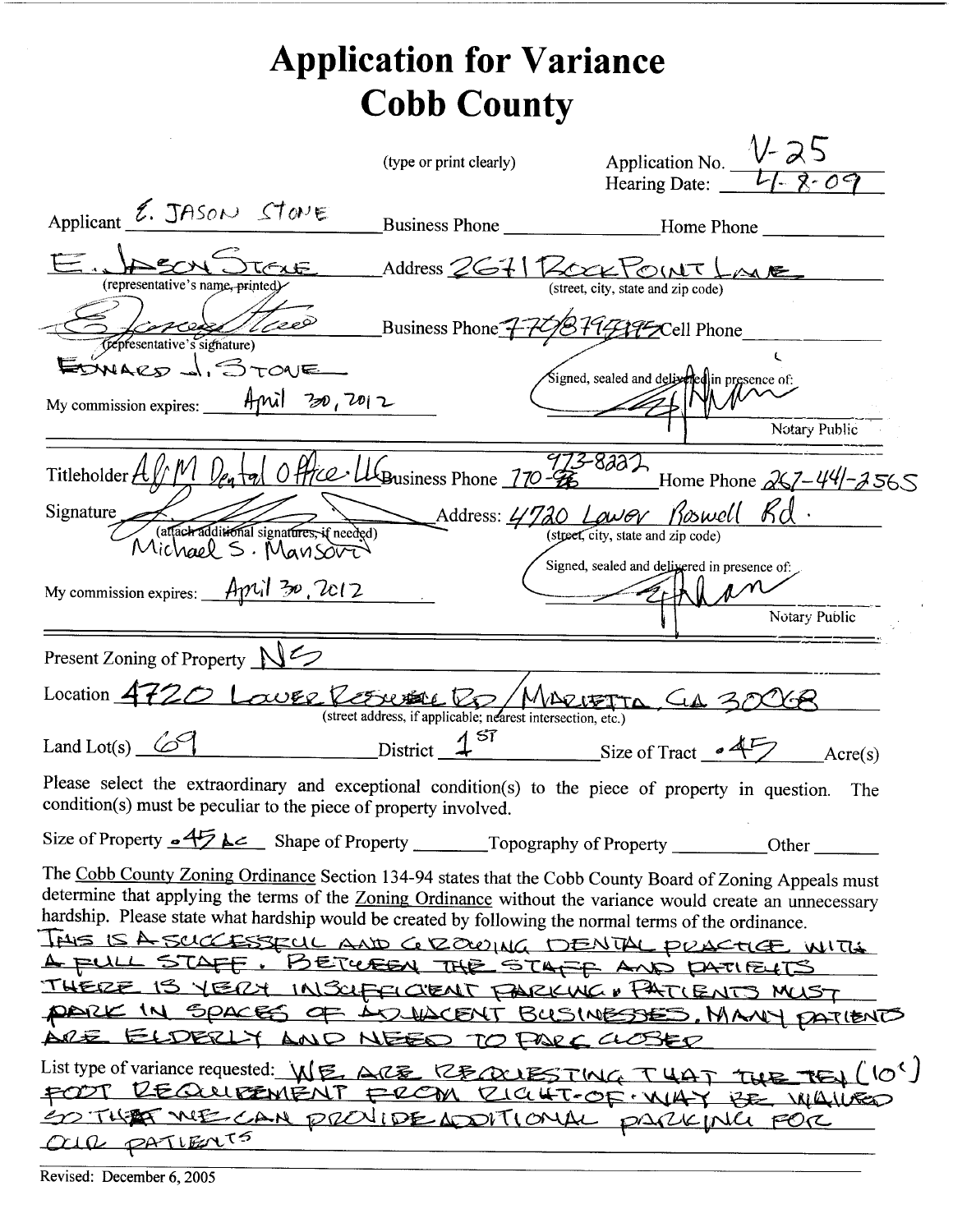# Application for Variance
# Cobb County

(type or print clearly)

Application No. V-25
Hearing Date: 4-8-09

Applicant E. JASON STONE Business Phone ______________ Home Phone ______________

E. JASON STONE Address 2671 ROCKPOINT LANE
(representative's name, printed) (street, city, state and zip code)

[signature] Business Phone 770/879-4195 Cell Phone ______________
(representative's signature)

EDWARD J. STONE

Signed, sealed and delivered in presence of:

My commission expires: April 30, 2012

[signature]
Notary Public

Titleholder A/M Dental Office LLC Business Phone 770-973-8222 Home Phone 267-441-2565

Signature [signature] Address: 4720 Lower Roswell Rd.
(attach additional signatures, if needed) (street, city, state and zip code)

Michael S. Mansori

Signed, sealed and delivered in presence of:

My commission expires: April 30, 2012

[signature]
Notary Public

Present Zoning of Property NS

Location 4720 LOWER ROSWELL RD / MARIETTA, GA 30068
(street address, if applicable; nearest intersection, etc.)

Land Lot(s) 69 District 1ST Size of Tract .45 Acre(s)

Please select the extraordinary and exceptional condition(s) to the piece of property in question. The condition(s) must be peculiar to the piece of property involved.

Size of Property .45 AC Shape of Property ________ Topography of Property ________ Other ________

The Cobb County Zoning Ordinance Section 134-94 states that the Cobb County Board of Zoning Appeals must determine that applying the terms of the Zoning Ordinance without the variance would create an unnecessary hardship. Please state what hardship would be created by following the normal terms of the ordinance.

THIS IS A SUCCESSFUL AND GROWING DENTAL PRACTICE WITH A FULL STAFF. BETWEEN THE STAFF AND PATIENTS THERE IS VERY INSUFFICIENT PARKING. PATIENTS MUST PARK IN SPACES OF ADJACENT BUSINESSES. MANY PATIENTS ARE ELDERLY AND NEED TO PARK CLOSER

List type of variance requested: WE ARE REQUESTING THAT THE TEN (10') FOOT REQUIREMENT FROM RIGHT-OF-WAY BE WAIVED SO THAT WE CAN PROVIDE ADDITIONAL PARKING FOR OUR PATIENTS

Revised: December 6, 2005